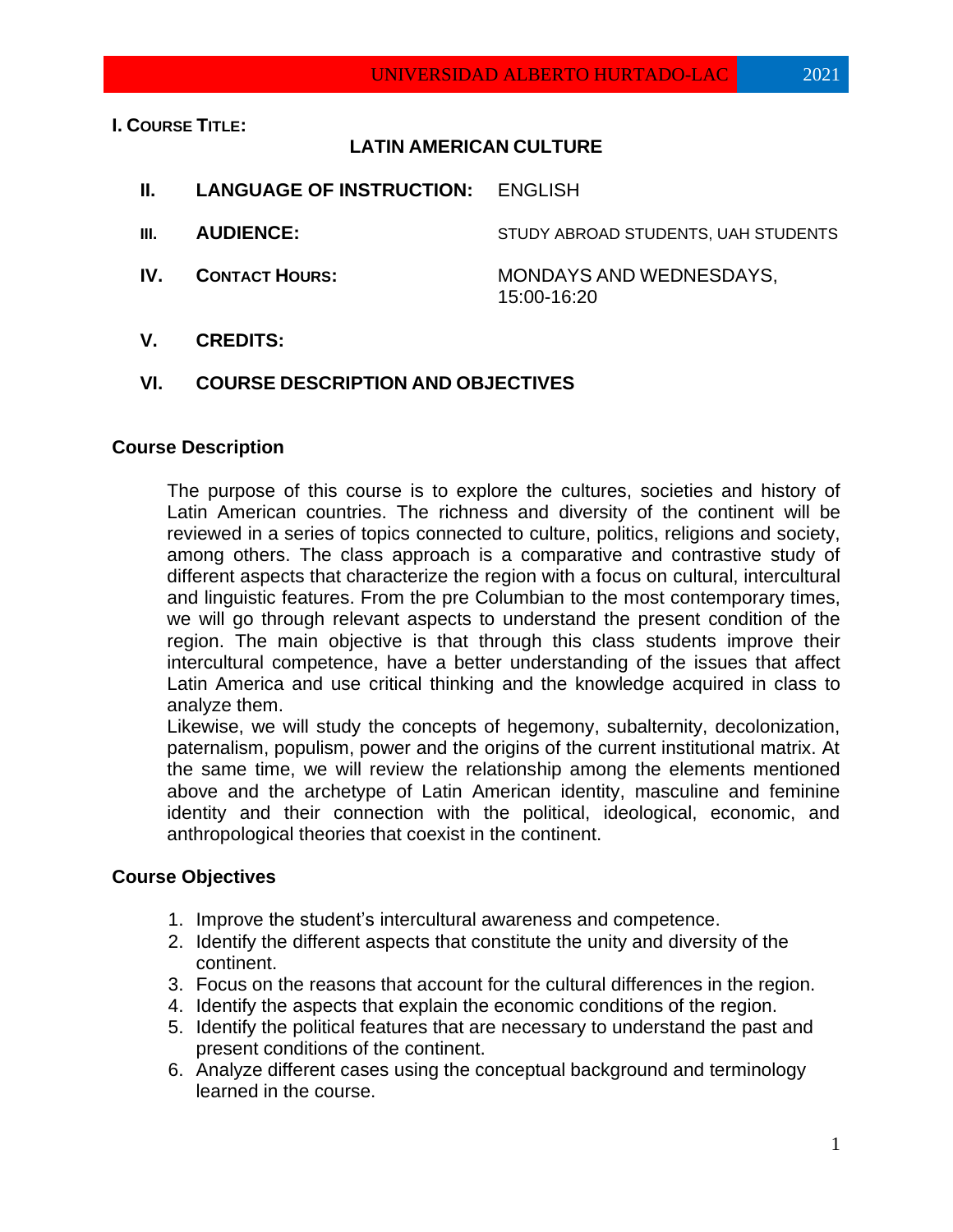**I. COURSE TITLE:**

## LATIN AMERICAN CULTURE

**II. LANGUAGE OF INSTRUCTION:** ENGLISH

**III. AUDIENCE:** STUDY ABROAD STUDENTS, UAH STUDENTS

**IV. CONTACT HOURS:** MONDAYS AND WEDNESDAYS, 15:00-16:20

**V. CREDITS:**

**VI. COURSE DESCRIPTION AND OBJECTIVES**

### Course Description

The purpose of this course is to explore the cultures, societies and history of Latin American countries. The richness and diversity of the continent will be reviewed in a series of topics connected to culture, politics, religions and society, among others. The class approach is a comparative and contrastive study of different aspects that characterize the region with a focus on cultural, intercultural and linguistic features. From the pre Columbian to the most contemporary times, we will go through relevant aspects to understand the present condition of the region. The main objective is that through this class students improve their intercultural competence, have a better understanding of the issues that affect Latin America and use critical thinking and the knowledge acquired in class to analyze them.

Likewise, we will study the concepts of hegemony, subalternity, decolonization, paternalism, populism, power and the origins of the current institutional matrix. At the same time, we will review the relationship among the elements mentioned above and the archetype of Latin American identity, masculine and feminine identity and their connection with the political, ideological, economic, and anthropological theories that coexist in the continent.

### Course Objectives

1. Improve the student's intercultural awareness and competence.
2. Identify the different aspects that constitute the unity and diversity of the continent.
3. Focus on the reasons that account for the cultural differences in the region.
4. Identify the aspects that explain the economic conditions of the region.
5. Identify the political features that are necessary to understand the past and present conditions of the continent.
6. Analyze different cases using the conceptual background and terminology learned in the course.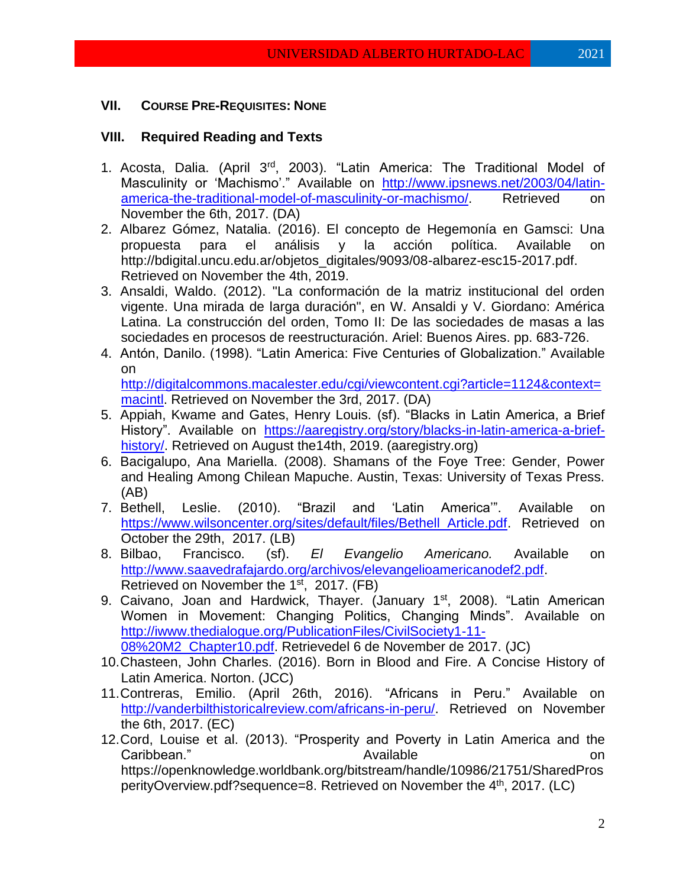## VII. Course Pre-Requisites: None

## VIII. Required Reading and Texts

1. Acosta, Dalia. (April 3rd, 2003). "Latin America: The Traditional Model of Masculinity or 'Machismo'." Available on http://www.ipsnews.net/2003/04/latin-america-the-traditional-model-of-masculinity-or-machismo/. Retrieved on November the 6th, 2017. (DA)
2. Albarez Gómez, Natalia. (2016). El concepto de Hegemonía en Gamsci: Una propuesta para el análisis y la acción política. Available on http://bdigital.uncu.edu.ar/objetos_digitales/9093/08-albarez-esc15-2017.pdf. Retrieved on November the 4th, 2019.
3. Ansaldi, Waldo. (2012). "La conformación de la matriz institucional del orden vigente. Una mirada de larga duración", en W. Ansaldi y V. Giordano: América Latina. La construcción del orden, Tomo II: De las sociedades de masas a las sociedades en procesos de reestructuración. Ariel: Buenos Aires. pp. 683-726.
4. Antón, Danilo. (1998). "Latin America: Five Centuries of Globalization." Available on http://digitalcommons.macalester.edu/cgi/viewcontent.cgi?article=1124&context=macintl. Retrieved on November the 3rd, 2017. (DA)
5. Appiah, Kwame and Gates, Henry Louis. (sf). "Blacks in Latin America, a Brief History". Available on https://aaregistry.org/story/blacks-in-latin-america-a-brief-history/. Retrieved on August the14th, 2019. (aaregistry.org)
6. Bacigalupo, Ana Mariella. (2008). Shamans of the Foye Tree: Gender, Power and Healing Among Chilean Mapuche. Austin, Texas: University of Texas Press. (AB)
7. Bethell, Leslie. (2010). "Brazil and 'Latin America'". Available on https://www.wilsoncenter.org/sites/default/files/Bethell_Article.pdf. Retrieved on October the 29th, 2017. (LB)
8. Bilbao, Francisco. (sf). *El Evangelio Americano.* Available on http://www.saavedrafajardo.org/archivos/elevangelioamericanodef2.pdf. Retrieved on November the 1st, 2017. (FB)
9. Caivano, Joan and Hardwick, Thayer. (January 1st, 2008). "Latin American Women in Movement: Changing Politics, Changing Minds". Available on http://iwww.thedialogue.org/PublicationFiles/CivilSociety1-11-08%20M2_Chapter10.pdf. Retrievedel 6 de November de 2017. (JC)
10. Chasteen, John Charles. (2016). Born in Blood and Fire. A Concise History of Latin America. Norton. (JCC)
11. Contreras, Emilio. (April 26th, 2016). "Africans in Peru." Available on http://vanderbilthistoricalreview.com/africans-in-peru/. Retrieved on November the 6th, 2017. (EC)
12. Cord, Louise et al. (2013). "Prosperity and Poverty in Latin America and the Caribbean." Available on https://openknowledge.worldbank.org/bitstream/handle/10986/21751/SharedProsperityOverview.pdf?sequence=8. Retrieved on November the 4th, 2017. (LC)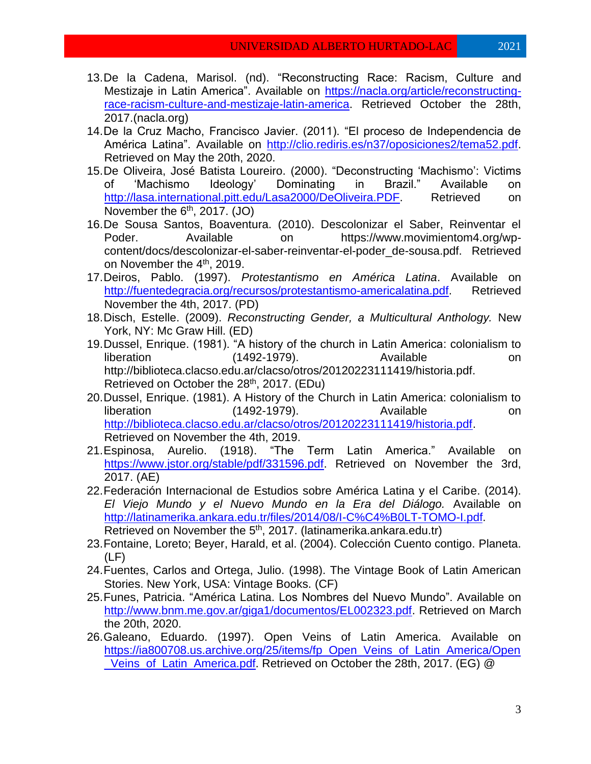13. De la Cadena, Marisol. (nd). "Reconstructing Race: Racism, Culture and Mestizaje in Latin America". Available on https://nacla.org/article/reconstructing-race-racism-culture-and-mestizaje-latin-america. Retrieved October the 28th, 2017.(nacla.org)
14. De la Cruz Macho, Francisco Javier. (2011). "El proceso de Independencia de América Latina". Available on http://clio.rediris.es/n37/oposiciones2/tema52.pdf. Retrieved on May the 20th, 2020.
15. De Oliveira, José Batista Loureiro. (2000). "Deconstructing 'Machismo': Victims of 'Machismo Ideology' Dominating in Brazil." Available on http://lasa.international.pitt.edu/Lasa2000/DeOliveira.PDF. Retrieved on November the 6th, 2017. (JO)
16. De Sousa Santos, Boaventura. (2010). Descolonizar el Saber, Reinventar el Poder. Available on https://www.movimientom4.org/wp-content/docs/descolonizar-el-saber-reinventar-el-poder_de-sousa.pdf. Retrieved on November the 4th, 2019.
17. Deiros, Pablo. (1997). *Protestantismo en América Latina*. Available on http://fuentedegracia.org/recursos/protestantismo-americalatina.pdf. Retrieved November the 4th, 2017. (PD)
18. Disch, Estelle. (2009). *Reconstructing Gender, a Multicultural Anthology.* New York, NY: Mc Graw Hill. (ED)
19. Dussel, Enrique. (1981). "A history of the church in Latin America: colonialism to liberation (1492-1979). Available on http://biblioteca.clacso.edu.ar/clacso/otros/20120223111419/historia.pdf. Retrieved on October the 28th, 2017. (EDu)
20. Dussel, Enrique. (1981). A History of the Church in Latin America: colonialism to liberation (1492-1979). Available on http://biblioteca.clacso.edu.ar/clacso/otros/20120223111419/historia.pdf. Retrieved on November the 4th, 2019.
21. Espinosa, Aurelio. (1918). "The Term Latin America." Available on https://www.jstor.org/stable/pdf/331596.pdf. Retrieved on November the 3rd, 2017. (AE)
22. Federación Internacional de Estudios sobre América Latina y el Caribe. (2014). *El Viejo Mundo y el Nuevo Mundo en la Era del Diálogo.* Available on http://latinamerika.ankara.edu.tr/files/2014/08/I-C%C4%B0LT-TOMO-I.pdf. Retrieved on November the 5th, 2017. (latinamerika.ankara.edu.tr)
23. Fontaine, Loreto; Beyer, Harald, et al. (2004). Colección Cuento contigo. Planeta. (LF)
24. Fuentes, Carlos and Ortega, Julio. (1998). The Vintage Book of Latin American Stories. New York, USA: Vintage Books. (CF)
25. Funes, Patricia. "América Latina. Los Nombres del Nuevo Mundo". Available on http://www.bnm.me.gov.ar/giga1/documentos/EL002323.pdf. Retrieved on March the 20th, 2020.
26. Galeano, Eduardo. (1997). Open Veins of Latin America. Available on https://ia800708.us.archive.org/25/items/fp_Open_Veins_of_Latin_America/Open_Veins_of_Latin_America.pdf. Retrieved on October the 28th, 2017. (EG) @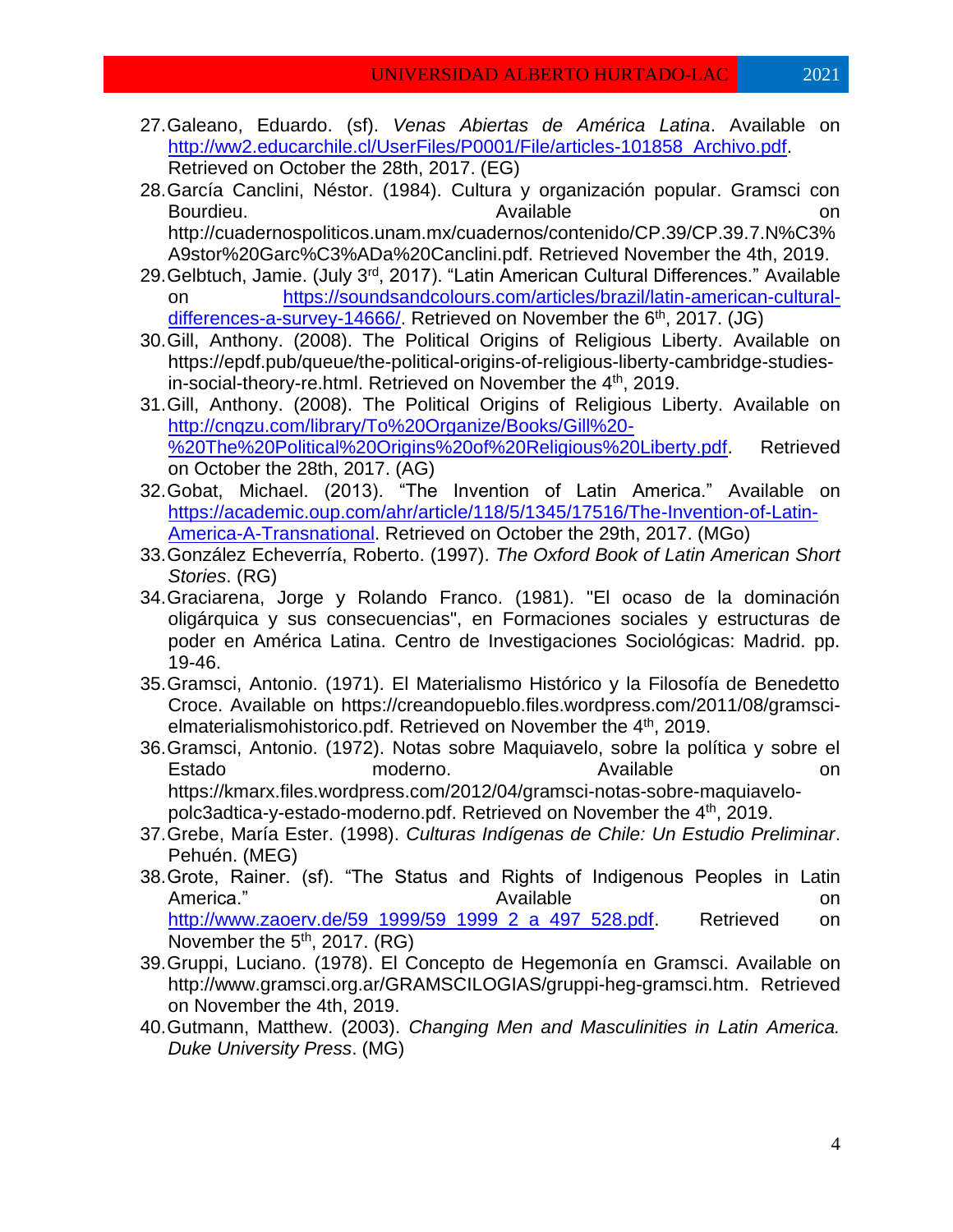27. Galeano, Eduardo. (sf). *Venas Abiertas de América Latina*. Available on http://ww2.educarchile.cl/UserFiles/P0001/File/articles-101858_Archivo.pdf. Retrieved on October the 28th, 2017. (EG)
28. García Canclini, Néstor. (1984). Cultura y organización popular. Gramsci con Bourdieu. Available on http://cuadernospoliticos.unam.mx/cuadernos/contenido/CP.39/CP.39.7.N%C3%A9stor%20Garc%C3%ADa%20Canclini.pdf. Retrieved November the 4th, 2019.
29. Gelbtuch, Jamie. (July 3rd, 2017). "Latin American Cultural Differences." Available on https://soundsandcolours.com/articles/brazil/latin-american-cultural-differences-a-survey-14666/. Retrieved on November the 6th, 2017. (JG)
30. Gill, Anthony. (2008). The Political Origins of Religious Liberty. Available on https://epdf.pub/queue/the-political-origins-of-religious-liberty-cambridge-studies-in-social-theory-re.html. Retrieved on November the 4th, 2019.
31. Gill, Anthony. (2008). The Political Origins of Religious Liberty. Available on http://cnqzu.com/library/To%20Organize/Books/Gill%20-%20The%20Political%20Origins%20of%20Religious%20Liberty.pdf. Retrieved on October the 28th, 2017. (AG)
32. Gobat, Michael. (2013). "The Invention of Latin America." Available on https://academic.oup.com/ahr/article/118/5/1345/17516/The-Invention-of-Latin-America-A-Transnational. Retrieved on October the 29th, 2017. (MGo)
33. González Echeverría, Roberto. (1997). *The Oxford Book of Latin American Short Stories*. (RG)
34. Graciarena, Jorge y Rolando Franco. (1981). "El ocaso de la dominación oligárquica y sus consecuencias", en Formaciones sociales y estructuras de poder en América Latina. Centro de Investigaciones Sociológicas: Madrid. pp. 19-46.
35. Gramsci, Antonio. (1971). El Materialismo Histórico y la Filosofía de Benedetto Croce. Available on https://creandopueblo.files.wordpress.com/2011/08/gramsci-elmaterialismohistorico.pdf. Retrieved on November the 4th, 2019.
36. Gramsci, Antonio. (1972). Notas sobre Maquiavelo, sobre la política y sobre el Estado moderno. Available on https://kmarx.files.wordpress.com/2012/04/gramsci-notas-sobre-maquiavelo-polc3adtica-y-estado-moderno.pdf. Retrieved on November the 4th, 2019.
37. Grebe, María Ester. (1998). *Culturas Indígenas de Chile: Un Estudio Preliminar*. Pehuén. (MEG)
38. Grote, Rainer. (sf). "The Status and Rights of Indigenous Peoples in Latin America." Available on http://www.zaoerv.de/59_1999/59_1999_2_a_497_528.pdf. Retrieved on November the 5th, 2017. (RG)
39. Gruppi, Luciano. (1978). El Concepto de Hegemonía en Gramsci. Available on http://www.gramsci.org.ar/GRAMSCILOGIAS/gruppi-heg-gramsci.htm. Retrieved on November the 4th, 2019.
40. Gutmann, Matthew. (2003). *Changing Men and Masculinities in Latin America. Duke University Press*. (MG)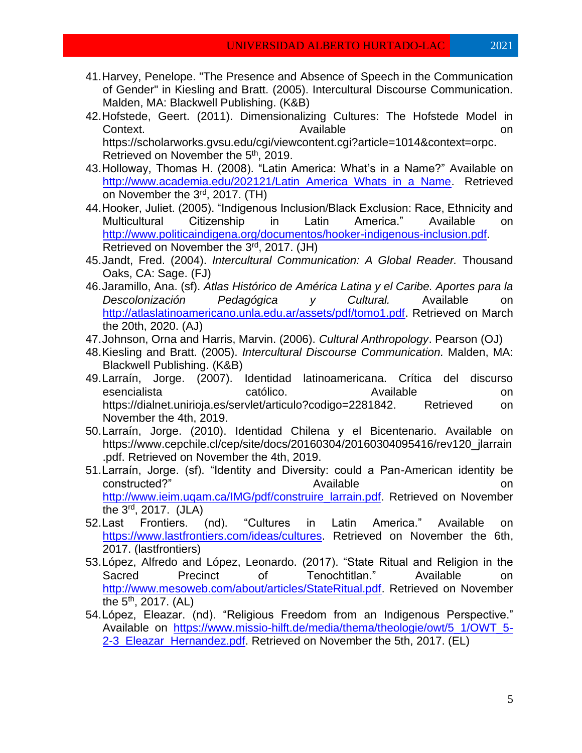41. Harvey, Penelope. "The Presence and Absence of Speech in the Communication of Gender" in Kiesling and Bratt. (2005). Intercultural Discourse Communication. Malden, MA: Blackwell Publishing. (K&B)
42. Hofstede, Geert. (2011). Dimensionalizing Cultures: The Hofstede Model in Context. Available on https://scholarworks.gvsu.edu/cgi/viewcontent.cgi?article=1014&context=orpc. Retrieved on November the 5th, 2019.
43. Holloway, Thomas H. (2008). "Latin America: What's in a Name?" Available on http://www.academia.edu/202121/Latin_America_Whats_in_a_Name. Retrieved on November the 3rd, 2017. (TH)
44. Hooker, Juliet. (2005). "Indigenous Inclusion/Black Exclusion: Race, Ethnicity and Multicultural Citizenship in Latin America." Available on http://www.politicaindigena.org/documentos/hooker-indigenous-inclusion.pdf. Retrieved on November the 3rd, 2017. (JH)
45. Jandt, Fred. (2004). *Intercultural Communication: A Global Reader.* Thousand Oaks, CA: Sage. (FJ)
46. Jaramillo, Ana. (sf). *Atlas Histórico de América Latina y el Caribe. Aportes para la Descolonización Pedagógica y Cultural.* Available on http://atlaslatinoamericano.unla.edu.ar/assets/pdf/tomo1.pdf. Retrieved on March the 20th, 2020. (AJ)
47. Johnson, Orna and Harris, Marvin. (2006). *Cultural Anthropology*. Pearson (OJ)
48. Kiesling and Bratt. (2005). *Intercultural Discourse Communication.* Malden, MA: Blackwell Publishing. (K&B)
49. Larraín, Jorge. (2007). Identidad latinoamericana. Crítica del discurso esencialista católico. Available on https://dialnet.unirioja.es/servlet/articulo?codigo=2281842. Retrieved on November the 4th, 2019.
50. Larraín, Jorge. (2010). Identidad Chilena y el Bicentenario. Available on https://www.cepchile.cl/cep/site/docs/20160304/20160304095416/rev120_jlarrain.pdf. Retrieved on November the 4th, 2019.
51. Larraín, Jorge. (sf). "Identity and Diversity: could a Pan-American identity be constructed?" Available on http://www.ieim.uqam.ca/IMG/pdf/construire_larrain.pdf. Retrieved on November the 3rd, 2017. (JLA)
52. Last Frontiers. (nd). "Cultures in Latin America." Available on https://www.lastfrontiers.com/ideas/cultures. Retrieved on November the 6th, 2017. (lastfrontiers)
53. López, Alfredo and López, Leonardo. (2017). "State Ritual and Religion in the Sacred Precinct of Tenochtitlan." Available on http://www.mesoweb.com/about/articles/StateRitual.pdf. Retrieved on November the 5th, 2017. (AL)
54. López, Eleazar. (nd). "Religious Freedom from an Indigenous Perspective." Available on https://www.missio-hilft.de/media/thema/theologie/owt/5_1/OWT_5-2-3_Eleazar_Hernandez.pdf. Retrieved on November the 5th, 2017. (EL)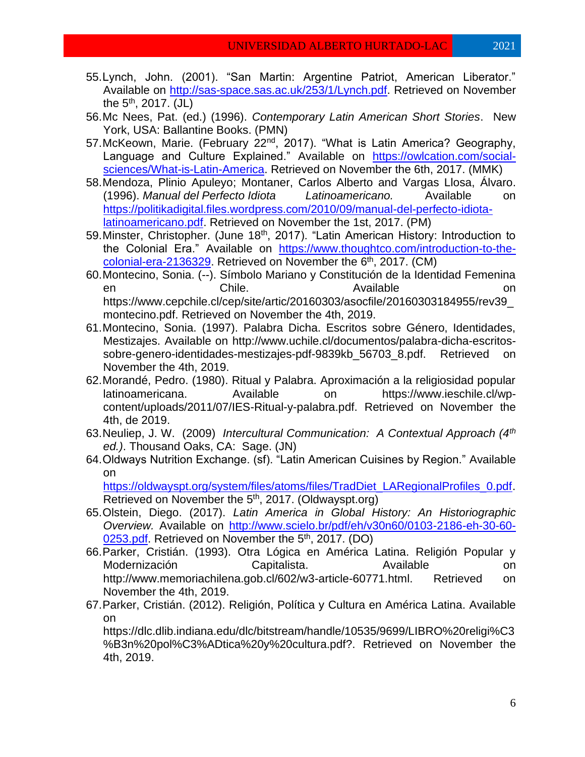55. Lynch, John. (2001). "San Martin: Argentine Patriot, American Liberator." Available on http://sas-space.sas.ac.uk/253/1/Lynch.pdf. Retrieved on November the 5th, 2017. (JL)
56. Mc Nees, Pat. (ed.) (1996). *Contemporary Latin American Short Stories*. New York, USA: Ballantine Books. (PMN)
57. McKeown, Marie. (February 22nd, 2017). "What is Latin America? Geography, Language and Culture Explained." Available on https://owlcation.com/social-sciences/What-is-Latin-America. Retrieved on November the 6th, 2017. (MMK)
58. Mendoza, Plinio Apuleyo; Montaner, Carlos Alberto and Vargas Llosa, Álvaro. (1996). *Manual del Perfecto Idiota Latinoamericano.* Available on https://politikadigital.files.wordpress.com/2010/09/manual-del-perfecto-idiota-latinoamericano.pdf. Retrieved on November the 1st, 2017. (PM)
59. Minster, Christopher. (June 18th, 2017). "Latin American History: Introduction to the Colonial Era." Available on https://www.thoughtco.com/introduction-to-the-colonial-era-2136329. Retrieved on November the 6th, 2017. (CM)
60. Montecino, Sonia. (--). Símbolo Mariano y Constitución de la Identidad Femenina en Chile. Available on https://www.cepchile.cl/cep/site/artic/20160303/asocfile/20160303184955/rev39_montecino.pdf. Retrieved on November the 4th, 2019.
61. Montecino, Sonia. (1997). Palabra Dicha. Escritos sobre Género, Identidades, Mestizajes. Available on http://www.uchile.cl/documentos/palabra-dicha-escritos-sobre-genero-identidades-mestizajes-pdf-9839kb_56703_8.pdf. Retrieved on November the 4th, 2019.
62. Morandé, Pedro. (1980). Ritual y Palabra. Aproximación a la religiosidad popular latinoamericana. Available on https://www.ieschile.cl/wp-content/uploads/2011/07/IES-Ritual-y-palabra.pdf. Retrieved on November the 4th, de 2019.
63. Neuliep, J. W. (2009) *Intercultural Communication: A Contextual Approach (4th ed.)*. Thousand Oaks, CA: Sage. (JN)
64. Oldways Nutrition Exchange. (sf). "Latin American Cuisines by Region." Available on https://oldwayspt.org/system/files/atoms/files/TradDiet_LARegionalProfiles_0.pdf. Retrieved on November the 5th, 2017. (Oldwayspt.org)
65. Olstein, Diego. (2017). *Latin America in Global History: An Historiographic Overview.* Available on http://www.scielo.br/pdf/eh/v30n60/0103-2186-eh-30-60-0253.pdf. Retrieved on November the 5th, 2017. (DO)
66. Parker, Cristián. (1993). Otra Lógica en América Latina. Religión Popular y Modernización Capitalista. Available on http://www.memoriachilena.gob.cl/602/w3-article-60771.html. Retrieved on November the 4th, 2019.
67. Parker, Cristián. (2012). Religión, Política y Cultura en América Latina. Available on https://dlc.dlib.indiana.edu/dlc/bitstream/handle/10535/9699/LIBRO%20religi%C3%B3n%20pol%C3%ADtica%20y%20cultura.pdf?. Retrieved on November the 4th, 2019.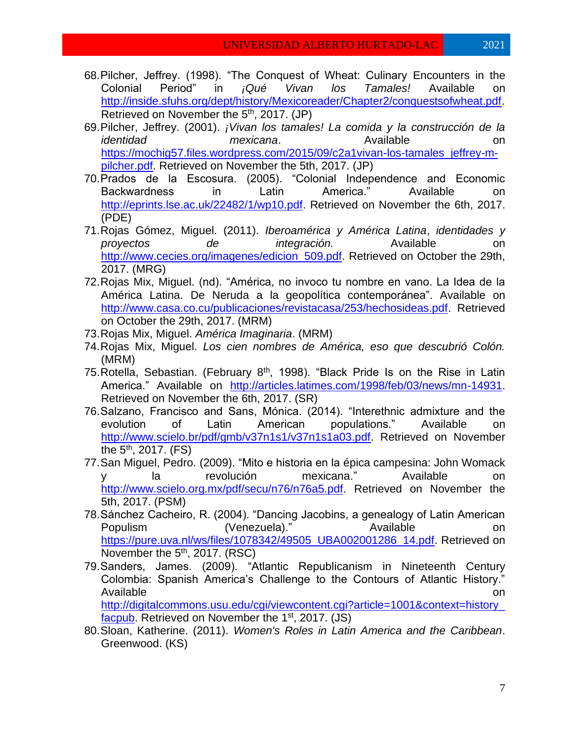68. Pilcher, Jeffrey. (1998). “The Conquest of Wheat: Culinary Encounters in the Colonial Period” in *¡Qué Vivan los Tamales!* Available on http://inside.sfuhs.org/dept/history/Mexicoreader/Chapter2/conquestsofwheat.pdf. Retrieved on November the 5th, 2017. (JP)
69. Pilcher, Jeffrey. (2001). *¡Vivan los tamales! La comida y la construcción de la identidad mexicana*. Available on https://mochig57.files.wordpress.com/2015/09/c2a1vivan-los-tamales_jeffrey-m-pilcher.pdf. Retrieved on November the 5th, 2017. (JP)
70. Prados de la Escosura. (2005). “Colonial Independence and Economic Backwardness in Latin America.” Available on http://eprints.lse.ac.uk/22482/1/wp10.pdf. Retrieved on November the 6th, 2017. (PDE)
71. Rojas Gómez, Miguel. (2011). *Iberoamérica y América Latina*, *identidades y proyectos de integración.* Available on http://www.cecies.org/imagenes/edicion_509.pdf. Retrieved on October the 29th, 2017. (MRG)
72. Rojas Mix, Miguel. (nd). “América, no invoco tu nombre en vano. La Idea de la América Latina. De Neruda a la geopolítica contemporánea”. Available on http://www.casa.co.cu/publicaciones/revistacasa/253/hechosideas.pdf. Retrieved on October the 29th, 2017. (MRM)
73. Rojas Mix, Miguel. *América Imaginaria*. (MRM)
74. Rojas Mix, Miguel. *Los cien nombres de América, eso que descubrió Colón.* (MRM)
75. Rotella, Sebastian. (February 8th, 1998). “Black Pride Is on the Rise in Latin America.” Available on http://articles.latimes.com/1998/feb/03/news/mn-14931. Retrieved on November the 6th, 2017. (SR)
76. Salzano, Francisco and Sans, Mónica. (2014). “Interethnic admixture and the evolution of Latin American populations.” Available on http://www.scielo.br/pdf/gmb/v37n1s1/v37n1s1a03.pdf. Retrieved on November the 5th, 2017. (FS)
77. San Miguel, Pedro. (2009). “Mito e historia en la épica campesina: John Womack y la revolución mexicana.” Available on http://www.scielo.org.mx/pdf/secu/n76/n76a5.pdf. Retrieved on November the 5th, 2017. (PSM)
78. Sánchez Cacheiro, R. (2004). “Dancing Jacobins, a genealogy of Latin American Populism (Venezuela).” Available on https://pure.uva.nl/ws/files/1078342/49505_UBA002001286_14.pdf. Retrieved on November the 5th, 2017. (RSC)
79. Sanders, James. (2009). “Atlantic Republicanism in Nineteenth Century Colombia: Spanish America’s Challenge to the Contours of Atlantic History.” Available on http://digitalcommons.usu.edu/cgi/viewcontent.cgi?article=1001&context=history_facpub. Retrieved on November the 1st, 2017. (JS)
80. Sloan, Katherine. (2011). *Women's Roles in Latin America and the Caribbean*. Greenwood. (KS)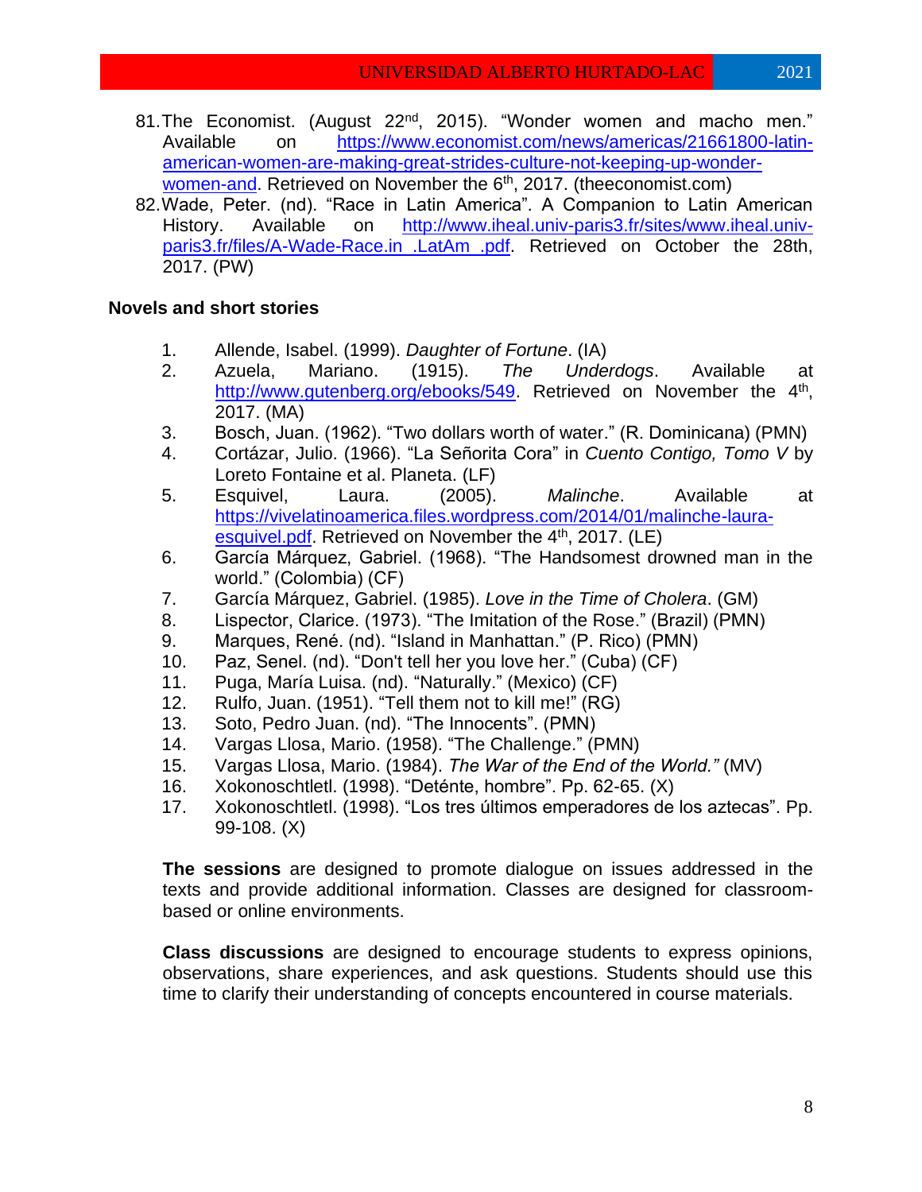81. The Economist. (August 22nd, 2015). "Wonder women and macho men." Available on https://www.economist.com/news/americas/21661800-latin-american-women-are-making-great-strides-culture-not-keeping-up-wonder-women-and. Retrieved on November the 6th, 2017. (theeconomist.com)
82. Wade, Peter. (nd). "Race in Latin America". A Companion to Latin American History. Available on http://www.iheal.univ-paris3.fr/sites/www.iheal.univ-paris3.fr/files/A-Wade-Race.in_.LatAm_.pdf. Retrieved on October the 28th, 2017. (PW)

**Novels and short stories**

1. Allende, Isabel. (1999). *Daughter of Fortune*. (IA)
2. Azuela, Mariano. (1915). *The Underdogs*. Available at http://www.gutenberg.org/ebooks/549. Retrieved on November the 4th, 2017. (MA)
3. Bosch, Juan. (1962). "Two dollars worth of water." (R. Dominicana) (PMN)
4. Cortázar, Julio. (1966). "La Señorita Cora" in *Cuento Contigo, Tomo V* by Loreto Fontaine et al. Planeta. (LF)
5. Esquivel, Laura. (2005). *Malinche*. Available at https://vivelatinoamerica.files.wordpress.com/2014/01/malinche-laura-esquivel.pdf. Retrieved on November the 4th, 2017. (LE)
6. García Márquez, Gabriel. (1968). "The Handsomest drowned man in the world." (Colombia) (CF)
7. García Márquez, Gabriel. (1985). *Love in the Time of Cholera*. (GM)
8. Lispector, Clarice. (1973). "The Imitation of the Rose." (Brazil) (PMN)
9. Marques, René. (nd). "Island in Manhattan." (P. Rico) (PMN)
10. Paz, Senel. (nd). "Don't tell her you love her." (Cuba) (CF)
11. Puga, María Luisa. (nd). "Naturally." (Mexico) (CF)
12. Rulfo, Juan. (1951). "Tell them not to kill me!" (RG)
13. Soto, Pedro Juan. (nd). "The Innocents". (PMN)
14. Vargas Llosa, Mario. (1958). "The Challenge." (PMN)
15. Vargas Llosa, Mario. (1984). *The War of the End of the World."* (MV)
16. Xokonoschtletl. (1998). "Deténte, hombre". Pp. 62-65. (X)
17. Xokonoschtletl. (1998). "Los tres últimos emperadores de los aztecas". Pp. 99-108. (X)

**The sessions** are designed to promote dialogue on issues addressed in the texts and provide additional information. Classes are designed for classroom-based or online environments.

**Class discussions** are designed to encourage students to express opinions, observations, share experiences, and ask questions. Students should use this time to clarify their understanding of concepts encountered in course materials.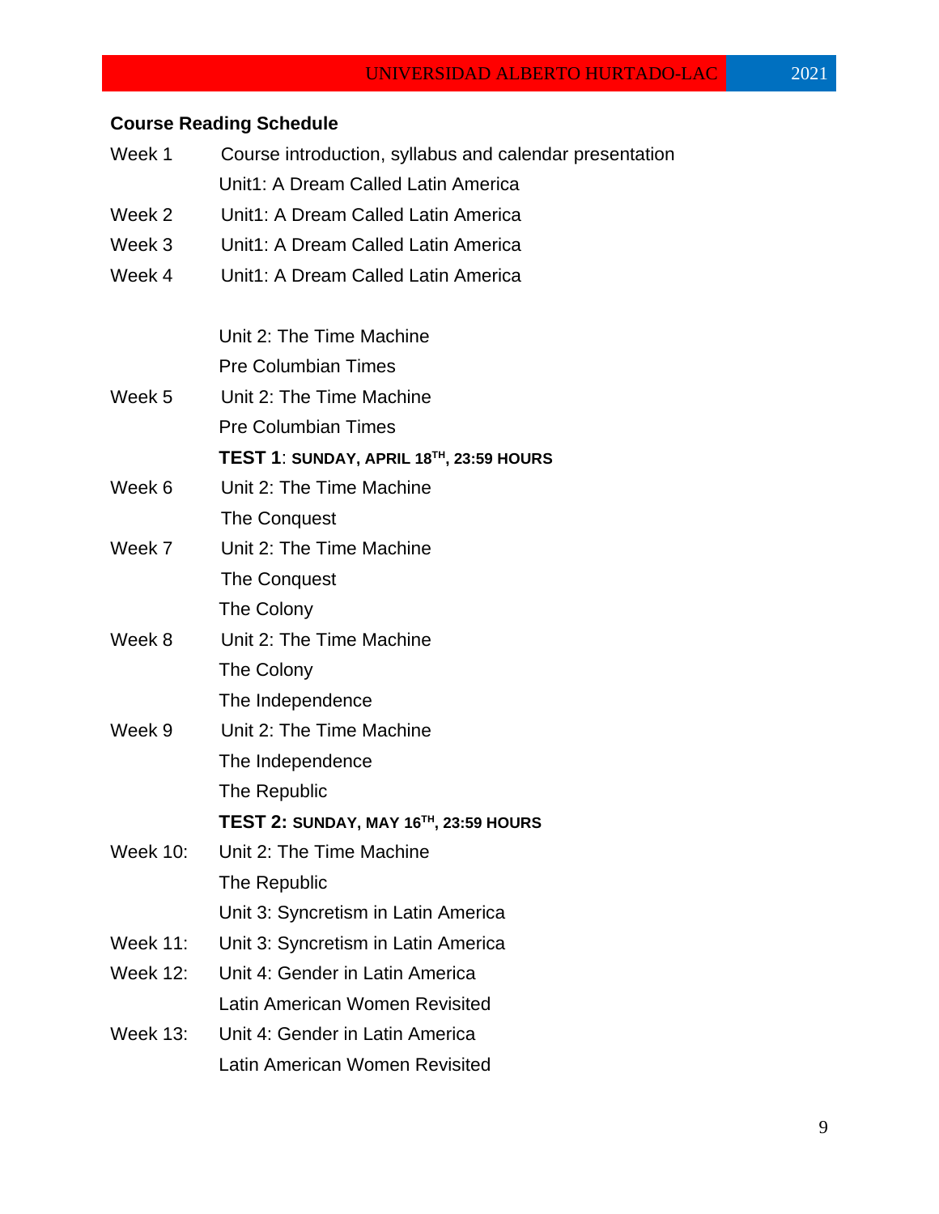**Course Reading Schedule**

| | |
|---|---|
| Week 1 | Course introduction, syllabus and calendar presentation |
| | Unit1: A Dream Called Latin America |
| Week 2 | Unit1: A Dream Called Latin America |
| Week 3 | Unit1: A Dream Called Latin America |
| Week 4 | Unit1: A Dream Called Latin America |
| | |
| | Unit 2: The Time Machine |
| | Pre Columbian Times |
| Week 5 | Unit 2: The Time Machine |
| | Pre Columbian Times |
| | **TEST 1**: **SUNDAY, APRIL 18TH, 23:59 HOURS** |
| Week 6 | Unit 2: The Time Machine |
| | The Conquest |
| Week 7 | Unit 2: The Time Machine |
| | The Conquest |
| | The Colony |
| Week 8 | Unit 2: The Time Machine |
| | The Colony |
| | The Independence |
| Week 9 | Unit 2: The Time Machine |
| | The Independence |
| | The Republic |
| | **TEST 2: SUNDAY, MAY 16TH, 23:59 HOURS** |
| Week 10: | Unit 2: The Time Machine |
| | The Republic |
| | Unit 3: Syncretism in Latin America |
| Week 11: | Unit 3: Syncretism in Latin America |
| Week 12: | Unit 4: Gender in Latin America |
| | Latin American Women Revisited |
| Week 13: | Unit 4: Gender in Latin America |
| | Latin American Women Revisited |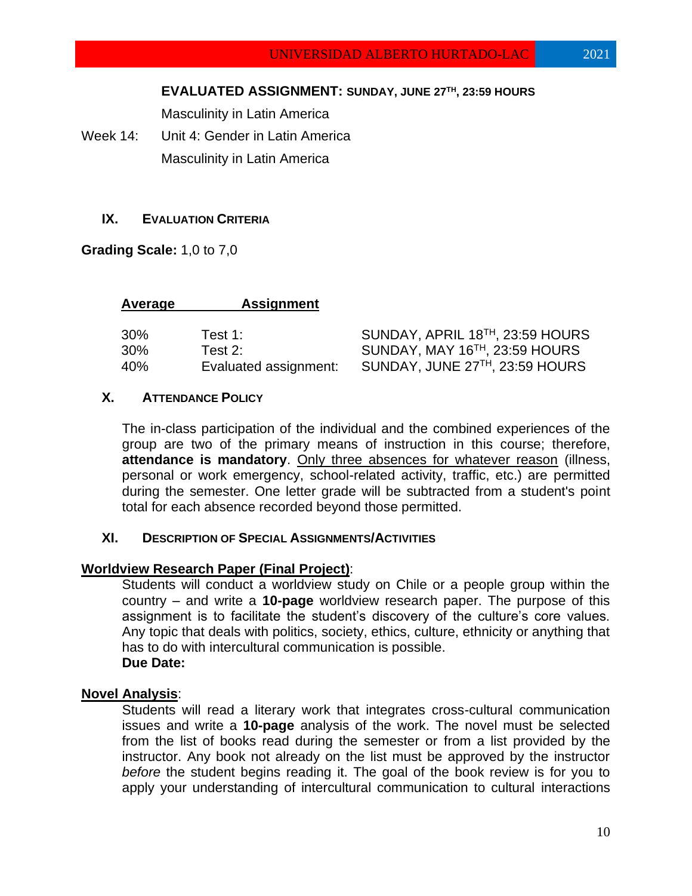**EVALUATED ASSIGNMENT: SUNDAY, JUNE 27TH, 23:59 HOURS**

Masculinity in Latin America

Week 14: Unit 4: Gender in Latin America

Masculinity in Latin America

## IX. Evaluation Criteria

**Grading Scale:** 1,0 to 7,0

| Average | Assignment | |
|---|---|---|
| 30% | Test 1: | SUNDAY, APRIL 18TH, 23:59 HOURS |
| 30% | Test 2: | SUNDAY, MAY 16TH, 23:59 HOURS |
| 40% | Evaluated assignment: | SUNDAY, JUNE 27TH, 23:59 HOURS |

## X. Attendance Policy

The in-class participation of the individual and the combined experiences of the group are two of the primary means of instruction in this course; therefore, **attendance is mandatory**. Only three absences for whatever reason (illness, personal or work emergency, school-related activity, traffic, etc.) are permitted during the semester. One letter grade will be subtracted from a student's point total for each absence recorded beyond those permitted.

## XI. Description of Special Assignments/Activities

**Worldview Research Paper (Final Project)**:

Students will conduct a worldview study on Chile or a people group within the country – and write a **10-page** worldview research paper. The purpose of this assignment is to facilitate the student's discovery of the culture's core values. Any topic that deals with politics, society, ethics, culture, ethnicity or anything that has to do with intercultural communication is possible.

**Due Date:**

**Novel Analysis**:

Students will read a literary work that integrates cross-cultural communication issues and write a **10-page** analysis of the work. The novel must be selected from the list of books read during the semester or from a list provided by the instructor. Any book not already on the list must be approved by the instructor *before* the student begins reading it. The goal of the book review is for you to apply your understanding of intercultural communication to cultural interactions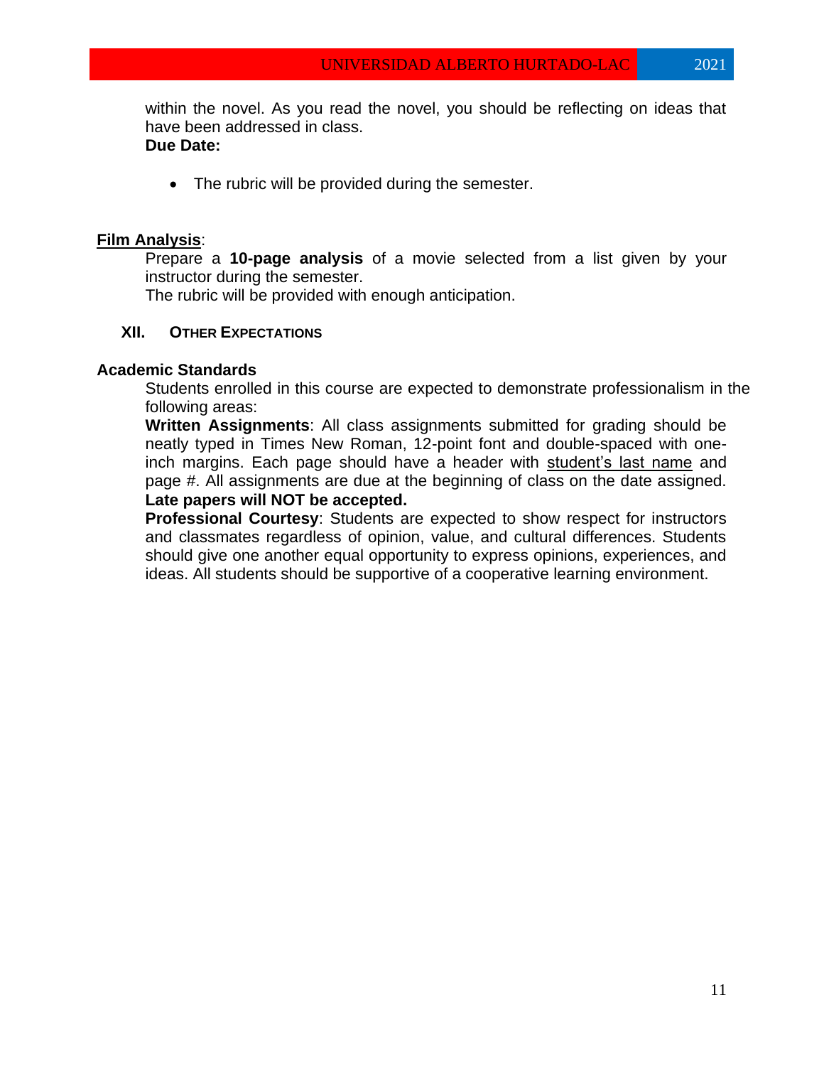within the novel. As you read the novel, you should be reflecting on ideas that have been addressed in class.

**Due Date:**

- The rubric will be provided during the semester.

**Film Analysis**:

Prepare a **10-page analysis** of a movie selected from a list given by your instructor during the semester.

The rubric will be provided with enough anticipation.

## XII. Other Expectations

**Academic Standards**

Students enrolled in this course are expected to demonstrate professionalism in the following areas:

**Written Assignments**: All class assignments submitted for grading should be neatly typed in Times New Roman, 12-point font and double-spaced with one-inch margins. Each page should have a header with student's last name and page #. All assignments are due at the beginning of class on the date assigned. **Late papers will NOT be accepted.**

**Professional Courtesy**: Students are expected to show respect for instructors and classmates regardless of opinion, value, and cultural differences. Students should give one another equal opportunity to express opinions, experiences, and ideas. All students should be supportive of a cooperative learning environment.